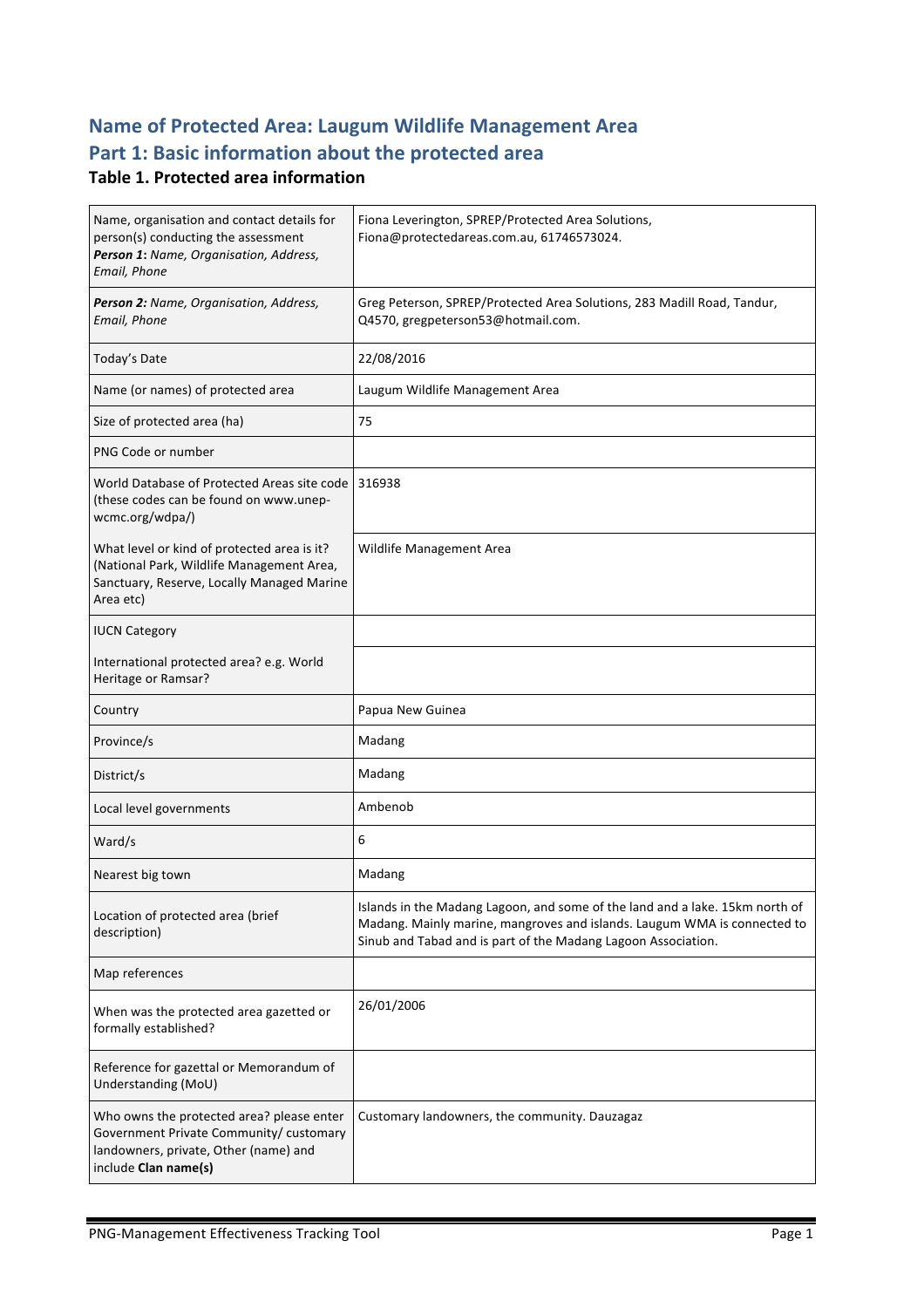# Name of Protected Area: Laugum Wildlife Management Area
# Part 1: Basic information about the protected area
### Table 1. Protected area information

| | |
|---|---|
| Name, organisation and contact details for person(s) conducting the assessment ***Person 1**: Name, Organisation, Address, Email, Phone* | Fiona Leverington, SPREP/Protected Area Solutions, Fiona@protectedareas.com.au, 61746573024. |
| ***Person 2:** Name, Organisation, Address, Email, Phone* | Greg Peterson, SPREP/Protected Area Solutions, 283 Madill Road, Tandur, Q4570, gregpeterson53@hotmail.com. |
| Today's Date | 22/08/2016 |
| Name (or names) of protected area | Laugum Wildlife Management Area |
| Size of protected area (ha) | 75 |
| PNG Code or number | |
| World Database of Protected Areas site code (these codes can be found on www.unep-wcmc.org/wdpa/) | 316938 |
| What level or kind of protected area is it? (National Park, Wildlife Management Area, Sanctuary, Reserve, Locally Managed Marine Area etc) | Wildlife Management Area |
| IUCN Category | |
| International protected area? e.g. World Heritage or Ramsar? | |
| Country | Papua New Guinea |
| Province/s | Madang |
| District/s | Madang |
| Local level governments | Ambenob |
| Ward/s | 6 |
| Nearest big town | Madang |
| Location of protected area (brief description) | Islands in the Madang Lagoon, and some of the land and a lake. 15km north of Madang. Mainly marine, mangroves and islands. Laugum WMA is connected to Sinub and Tabad and is part of the Madang Lagoon Association. |
| Map references | |
| When was the protected area gazetted or formally established? | 26/01/2006 |
| Reference for gazettal or Memorandum of Understanding (MoU) | |
| Who owns the protected area? please enter Government Private Community/ customary landowners, private, Other (name) and include **Clan name(s)** | Customary landowners, the community. Dauzagaz |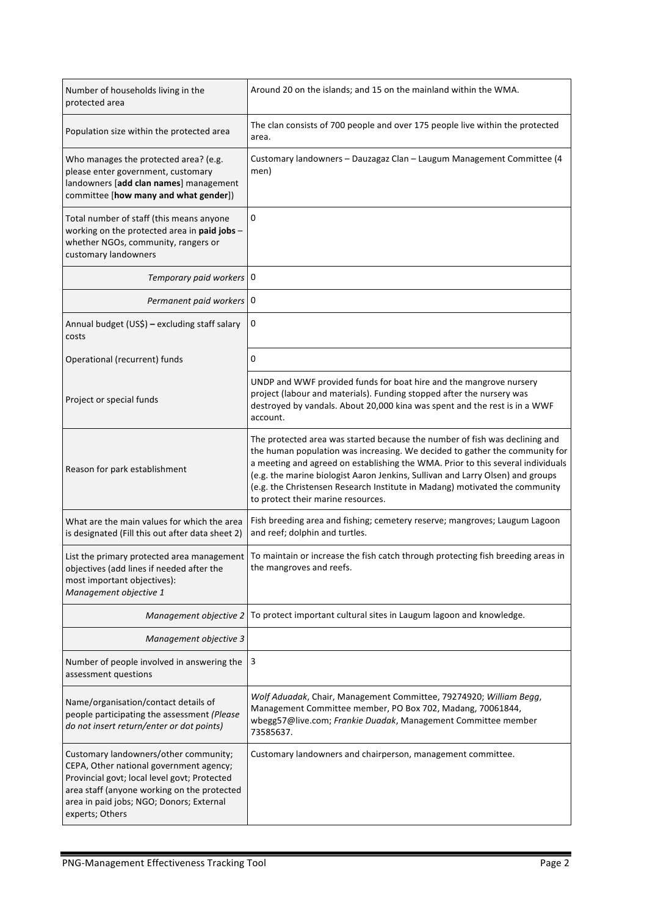| Number of households living in the protected area | Around 20 on the islands; and 15 on the mainland within the WMA. |
|---|---|
| Population size within the protected area | The clan consists of 700 people and over 175 people live within the protected area. |
| Who manages the protected area? (e.g. please enter government, customary landowners [**add clan names**] management committee [**how many and what gender**]) | Customary landowners – Dauzagaz Clan – Laugum Management Committee (4 men) |
| Total number of staff (this means anyone working on the protected area in **paid jobs** – whether NGOs, community, rangers or customary landowners | 0 |
| *Temporary paid workers* | 0 |
| *Permanent paid workers* | 0 |
| Annual budget (US$) **–** excluding staff salary costs | 0 |
| Operational (recurrent) funds | 0 |
| Project or special funds | UNDP and WWF provided funds for boat hire and the mangrove nursery project (labour and materials). Funding stopped after the nursery was destroyed by vandals. About 20,000 kina was spent and the rest is in a WWF account. |
| Reason for park establishment | The protected area was started because the number of fish was declining and the human population was increasing. We decided to gather the community for a meeting and agreed on establishing the WMA. Prior to this several individuals (e.g. the marine biologist Aaron Jenkins, Sullivan and Larry Olsen) and groups (e.g. the Christensen Research Institute in Madang) motivated the community to protect their marine resources. |
| What are the main values for which the area is designated (Fill this out after data sheet 2) | Fish breeding area and fishing; cemetery reserve; mangroves; Laugum Lagoon and reef; dolphin and turtles. |
| List the primary protected area management objectives (add lines if needed after the most important objectives): *Management objective 1* | To maintain or increase the fish catch through protecting fish breeding areas in the mangroves and reefs. |
| *Management objective 2* | To protect important cultural sites in Laugum lagoon and knowledge. |
| *Management objective 3* | |
| Number of people involved in answering the assessment questions | 3 |
| Name/organisation/contact details of people participating the assessment *(Please do not insert return/enter or dot points)* | *Wolf Aduadak*, Chair, Management Committee, 79274920; *William Begg*, Management Committee member, PO Box 702, Madang, 70061844, wbegg57@live.com; *Frankie Duadak*, Management Committee member 73585637. |
| Customary landowners/other community; CEPA, Other national government agency; Provincial govt; local level govt; Protected area staff (anyone working on the protected area in paid jobs; NGO; Donors; External experts; Others | Customary landowners and chairperson, management committee. |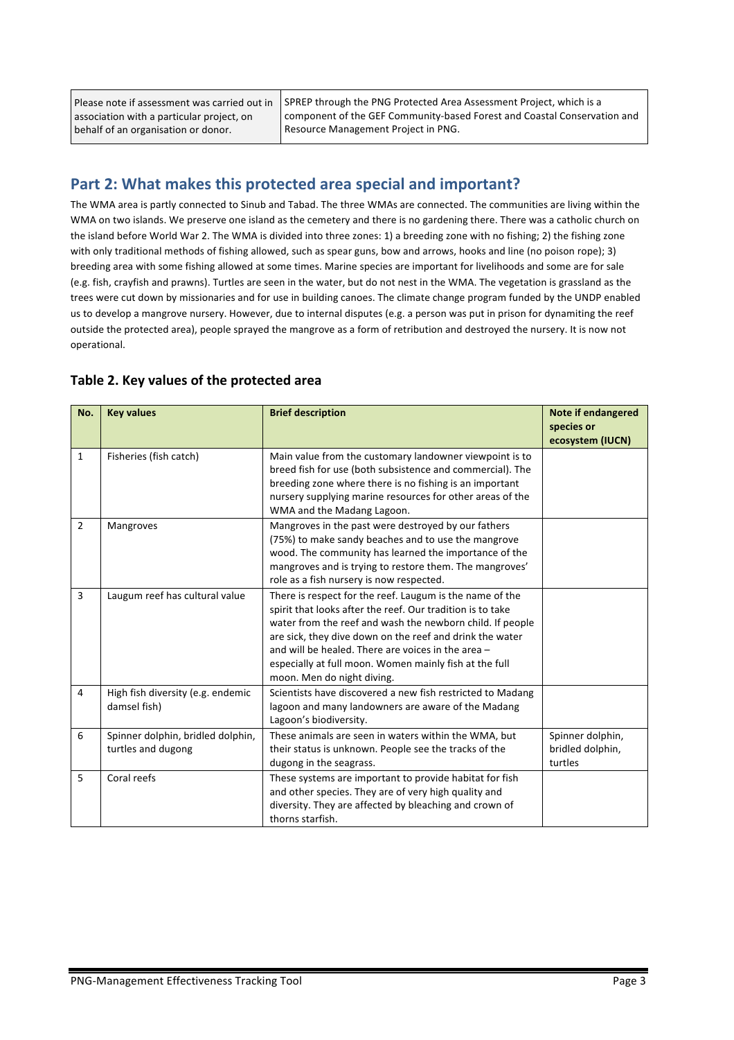| Please note if assessment was carried out in association with a particular project, on behalf of an organisation or donor. | SPREP through the PNG Protected Area Assessment Project, which is a component of the GEF Community-based Forest and Coastal Conservation and Resource Management Project in PNG. |
|---|---|

## Part 2: What makes this protected area special and important?

The WMA area is partly connected to Sinub and Tabad. The three WMAs are connected. The communities are living within the WMA on two islands. We preserve one island as the cemetery and there is no gardening there. There was a catholic church on the island before World War 2. The WMA is divided into three zones: 1) a breeding zone with no fishing; 2) the fishing zone with only traditional methods of fishing allowed, such as spear guns, bow and arrows, hooks and line (no poison rope); 3) breeding area with some fishing allowed at some times. Marine species are important for livelihoods and some are for sale (e.g. fish, crayfish and prawns). Turtles are seen in the water, but do not nest in the WMA. The vegetation is grassland as the trees were cut down by missionaries and for use in building canoes. The climate change program funded by the UNDP enabled us to develop a mangrove nursery. However, due to internal disputes (e.g. a person was put in prison for dynamiting the reef outside the protected area), people sprayed the mangrove as a form of retribution and destroyed the nursery. It is now not operational.

### Table 2. Key values of the protected area

| No. | Key values | Brief description | Note if endangered species or ecosystem (IUCN) |
|---|---|---|---|
| 1 | Fisheries (fish catch) | Main value from the customary landowner viewpoint is to breed fish for use (both subsistence and commercial). The breeding zone where there is no fishing is an important nursery supplying marine resources for other areas of the WMA and the Madang Lagoon. | |
| 2 | Mangroves | Mangroves in the past were destroyed by our fathers (75%) to make sandy beaches and to use the mangrove wood. The community has learned the importance of the mangroves and is trying to restore them. The mangroves' role as a fish nursery is now respected. | |
| 3 | Laugum reef has cultural value | There is respect for the reef. Laugum is the name of the spirit that looks after the reef. Our tradition is to take water from the reef and wash the newborn child. If people are sick, they dive down on the reef and drink the water and will be healed. There are voices in the area – especially at full moon. Women mainly fish at the full moon. Men do night diving. | |
| 4 | High fish diversity (e.g. endemic damsel fish) | Scientists have discovered a new fish restricted to Madang lagoon and many landowners are aware of the Madang Lagoon's biodiversity. | |
| 6 | Spinner dolphin, bridled dolphin, turtles and dugong | These animals are seen in waters within the WMA, but their status is unknown. People see the tracks of the dugong in the seagrass. | Spinner dolphin, bridled dolphin, turtles |
| 5 | Coral reefs | These systems are important to provide habitat for fish and other species. They are of very high quality and diversity. They are affected by bleaching and crown of thorns starfish. | |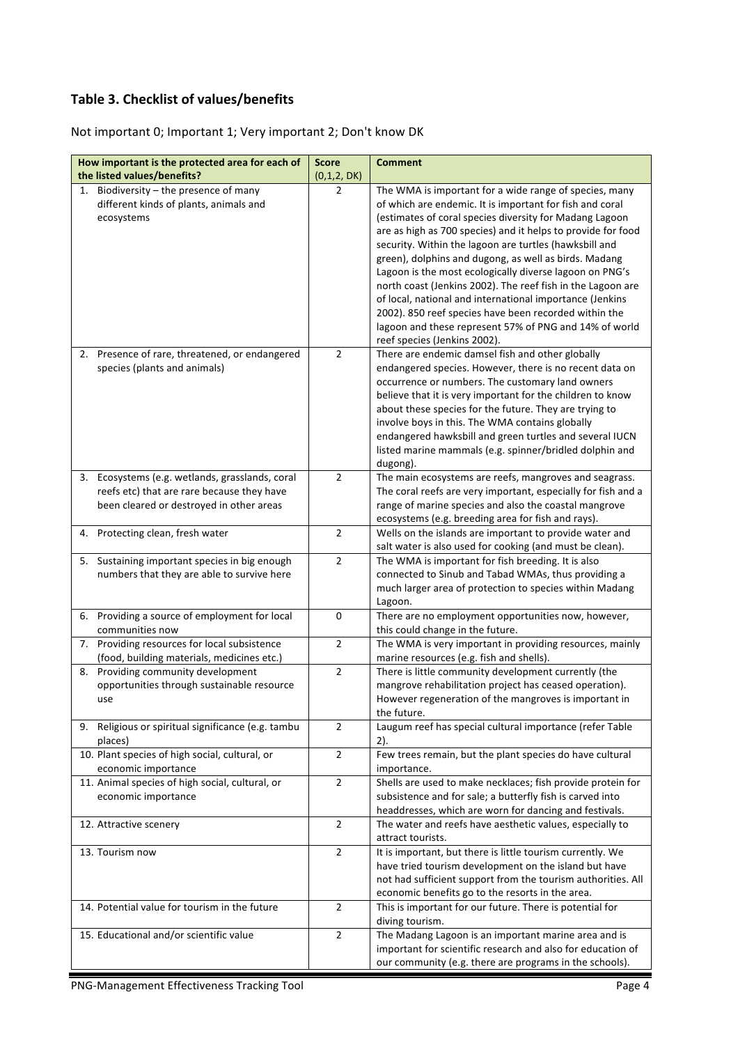## Table 3. Checklist of values/benefits

Not important 0; Important 1; Very important 2; Don't know DK

| How important is the protected area for each of the listed values/benefits? | Score (0,1,2, DK) | Comment |
|---|---|---|
| 1. Biodiversity – the presence of many different kinds of plants, animals and ecosystems | 2 | The WMA is important for a wide range of species, many of which are endemic. It is important for fish and coral (estimates of coral species diversity for Madang Lagoon are as high as 700 species) and it helps to provide for food security. Within the lagoon are turtles (hawksbill and green), dolphins and dugong, as well as birds. Madang Lagoon is the most ecologically diverse lagoon on PNG's north coast (Jenkins 2002). The reef fish in the Lagoon are of local, national and international importance (Jenkins 2002). 850 reef species have been recorded within the lagoon and these represent 57% of PNG and 14% of world reef species (Jenkins 2002). |
| 2. Presence of rare, threatened, or endangered species (plants and animals) | 2 | There are endemic damsel fish and other globally endangered species. However, there is no recent data on occurrence or numbers. The customary land owners believe that it is very important for the children to know about these species for the future. They are trying to involve boys in this. The WMA contains globally endangered hawksbill and green turtles and several IUCN listed marine mammals (e.g. spinner/bridled dolphin and dugong). |
| 3. Ecosystems (e.g. wetlands, grasslands, coral reefs etc) that are rare because they have been cleared or destroyed in other areas | 2 | The main ecosystems are reefs, mangroves and seagrass. The coral reefs are very important, especially for fish and a range of marine species and also the coastal mangrove ecosystems (e.g. breeding area for fish and rays). |
| 4. Protecting clean, fresh water | 2 | Wells on the islands are important to provide water and salt water is also used for cooking (and must be clean). |
| 5. Sustaining important species in big enough numbers that they are able to survive here | 2 | The WMA is important for fish breeding. It is also connected to Sinub and Tabad WMAs, thus providing a much larger area of protection to species within Madang Lagoon. |
| 6. Providing a source of employment for local communities now | 0 | There are no employment opportunities now, however, this could change in the future. |
| 7. Providing resources for local subsistence (food, building materials, medicines etc.) | 2 | The WMA is very important in providing resources, mainly marine resources (e.g. fish and shells). |
| 8. Providing community development opportunities through sustainable resource use | 2 | There is little community development currently (the mangrove rehabilitation project has ceased operation). However regeneration of the mangroves is important in the future. |
| 9. Religious or spiritual significance (e.g. tambu places) | 2 | Laugum reef has special cultural importance (refer Table 2). |
| 10. Plant species of high social, cultural, or economic importance | 2 | Few trees remain, but the plant species do have cultural importance. |
| 11. Animal species of high social, cultural, or economic importance | 2 | Shells are used to make necklaces; fish provide protein for subsistence and for sale; a butterfly fish is carved into headdresses, which are worn for dancing and festivals. |
| 12. Attractive scenery | 2 | The water and reefs have aesthetic values, especially to attract tourists. |
| 13. Tourism now | 2 | It is important, but there is little tourism currently. We have tried tourism development on the island but have not had sufficient support from the tourism authorities. All economic benefits go to the resorts in the area. |
| 14. Potential value for tourism in the future | 2 | This is important for our future. There is potential for diving tourism. |
| 15. Educational and/or scientific value | 2 | The Madang Lagoon is an important marine area and is important for scientific research and also for education of our community (e.g. there are programs in the schools). |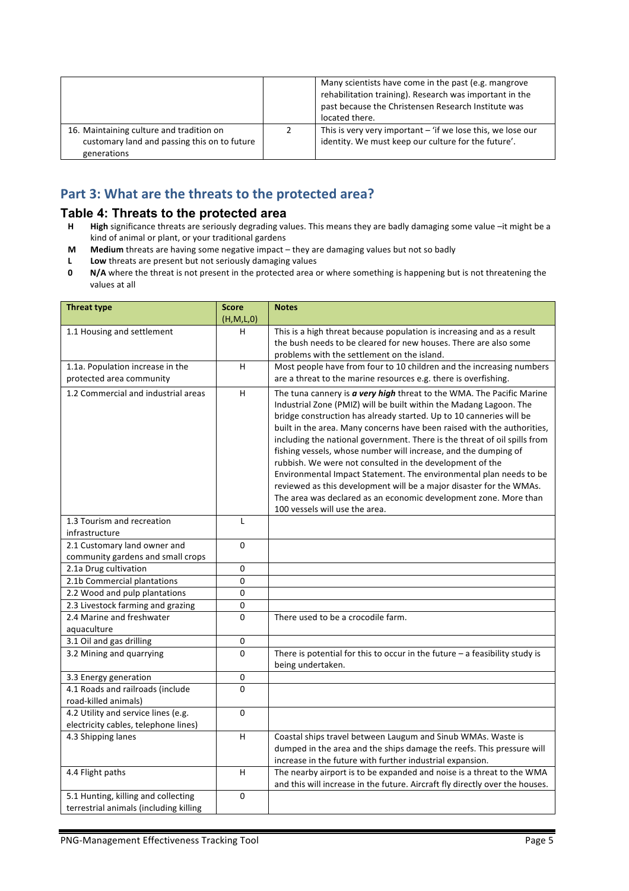| | | |
|---|---|---|
| | | Many scientists have come in the past (e.g. mangrove rehabilitation training). Research was important in the past because the Christensen Research Institute was located there. |
| 16. Maintaining culture and tradition on customary land and passing this on to future generations | 2 | This is very very important – 'if we lose this, we lose our identity. We must keep our culture for the future'. |

## Part 3: What are the threats to the protected area?

### Table 4: Threats to the protected area

- **H** **High** significance threats are seriously degrading values. This means they are badly damaging some value –it might be a kind of animal or plant, or your traditional gardens
- **M** **Medium** threats are having some negative impact – they are damaging values but not so badly
- **L** **Low** threats are present but not seriously damaging values
- **0** **N/A** where the threat is not present in the protected area or where something is happening but is not threatening the values at all

| Threat type | Score (H,M,L,0) | Notes |
|---|---|---|
| 1.1 Housing and settlement | H | This is a high threat because population is increasing and as a result the bush needs to be cleared for new houses. There are also some problems with the settlement on the island. |
| 1.1a. Population increase in the protected area community | H | Most people have from four to 10 children and the increasing numbers are a threat to the marine resources e.g. there is overfishing. |
| 1.2 Commercial and industrial areas | H | The tuna cannery is ***a very high*** threat to the WMA. The Pacific Marine Industrial Zone (PMIZ) will be built within the Madang Lagoon. The bridge construction has already started. Up to 10 canneries will be built in the area. Many concerns have been raised with the authorities, including the national government. There is the threat of oil spills from fishing vessels, whose number will increase, and the dumping of rubbish. We were not consulted in the development of the Environmental Impact Statement. The environmental plan needs to be reviewed as this development will be a major disaster for the WMAs. The area was declared as an economic development zone. More than 100 vessels will use the area. |
| 1.3 Tourism and recreation infrastructure | L | |
| 2.1 Customary land owner and community gardens and small crops | 0 | |
| 2.1a Drug cultivation | 0 | |
| 2.1b Commercial plantations | 0 | |
| 2.2 Wood and pulp plantations | 0 | |
| 2.3 Livestock farming and grazing | 0 | |
| 2.4 Marine and freshwater aquaculture | 0 | There used to be a crocodile farm. |
| 3.1 Oil and gas drilling | 0 | |
| 3.2 Mining and quarrying | 0 | There is potential for this to occur in the future – a feasibility study is being undertaken. |
| 3.3 Energy generation | 0 | |
| 4.1 Roads and railroads (include road-killed animals) | 0 | |
| 4.2 Utility and service lines (e.g. electricity cables, telephone lines) | 0 | |
| 4.3 Shipping lanes | H | Coastal ships travel between Laugum and Sinub WMAs. Waste is dumped in the area and the ships damage the reefs. This pressure will increase in the future with further industrial expansion. |
| 4.4 Flight paths | H | The nearby airport is to be expanded and noise is a threat to the WMA and this will increase in the future. Aircraft fly directly over the houses. |
| 5.1 Hunting, killing and collecting terrestrial animals (including killing | 0 | |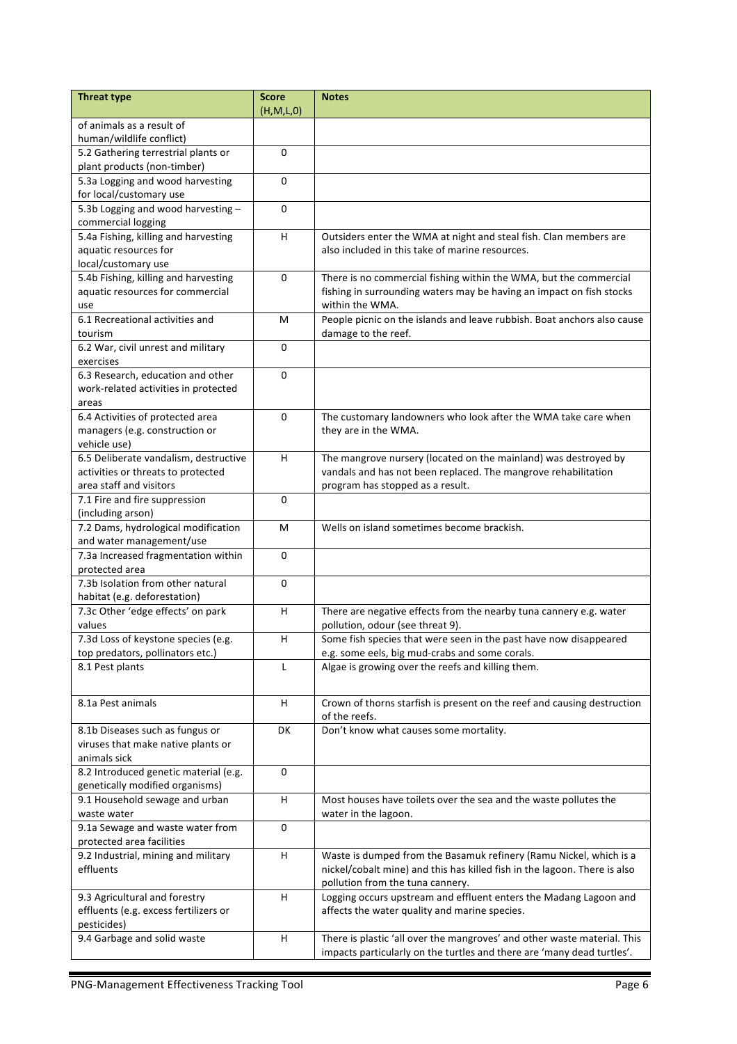| Threat type | Score (H,M,L,0) | Notes |
|---|---|---|
| of animals as a result of human/wildlife conflict) | | |
| 5.2 Gathering terrestrial plants or plant products (non-timber) | 0 | |
| 5.3a Logging and wood harvesting for local/customary use | 0 | |
| 5.3b Logging and wood harvesting – commercial logging | 0 | |
| 5.4a Fishing, killing and harvesting aquatic resources for local/customary use | H | Outsiders enter the WMA at night and steal fish. Clan members are also included in this take of marine resources. |
| 5.4b Fishing, killing and harvesting aquatic resources for commercial use | 0 | There is no commercial fishing within the WMA, but the commercial fishing in surrounding waters may be having an impact on fish stocks within the WMA. |
| 6.1 Recreational activities and tourism | M | People picnic on the islands and leave rubbish. Boat anchors also cause damage to the reef. |
| 6.2 War, civil unrest and military exercises | 0 | |
| 6.3 Research, education and other work-related activities in protected areas | 0 | |
| 6.4 Activities of protected area managers (e.g. construction or vehicle use) | 0 | The customary landowners who look after the WMA take care when they are in the WMA. |
| 6.5 Deliberate vandalism, destructive activities or threats to protected area staff and visitors | H | The mangrove nursery (located on the mainland) was destroyed by vandals and has not been replaced. The mangrove rehabilitation program has stopped as a result. |
| 7.1 Fire and fire suppression (including arson) | 0 | |
| 7.2 Dams, hydrological modification and water management/use | M | Wells on island sometimes become brackish. |
| 7.3a Increased fragmentation within protected area | 0 | |
| 7.3b Isolation from other natural habitat (e.g. deforestation) | 0 | |
| 7.3c Other 'edge effects' on park values | H | There are negative effects from the nearby tuna cannery e.g. water pollution, odour (see threat 9). |
| 7.3d Loss of keystone species (e.g. top predators, pollinators etc.) | H | Some fish species that were seen in the past have now disappeared e.g. some eels, big mud-crabs and some corals. |
| 8.1 Pest plants | L | Algae is growing over the reefs and killing them. |
| 8.1a Pest animals | H | Crown of thorns starfish is present on the reef and causing destruction of the reefs. |
| 8.1b Diseases such as fungus or viruses that make native plants or animals sick | DK | Don't know what causes some mortality. |
| 8.2 Introduced genetic material (e.g. genetically modified organisms) | 0 | |
| 9.1 Household sewage and urban waste water | H | Most houses have toilets over the sea and the waste pollutes the water in the lagoon. |
| 9.1a Sewage and waste water from protected area facilities | 0 | |
| 9.2 Industrial, mining and military effluents | H | Waste is dumped from the Basamuk refinery (Ramu Nickel, which is a nickel/cobalt mine) and this has killed fish in the lagoon. There is also pollution from the tuna cannery. |
| 9.3 Agricultural and forestry effluents (e.g. excess fertilizers or pesticides) | H | Logging occurs upstream and effluent enters the Madang Lagoon and affects the water quality and marine species. |
| 9.4 Garbage and solid waste | H | There is plastic 'all over the mangroves' and other waste material. This impacts particularly on the turtles and there are 'many dead turtles'. |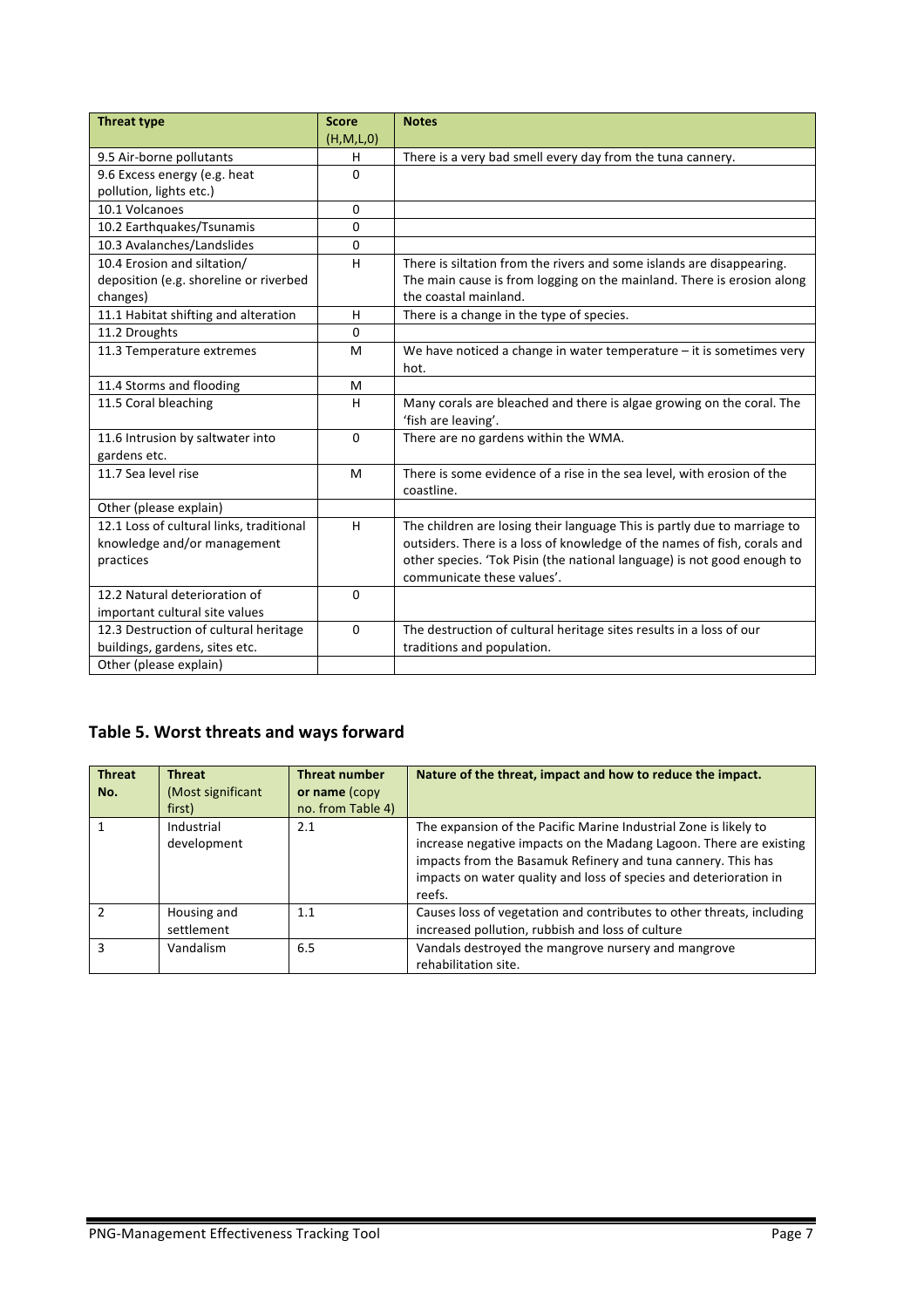| Threat type | Score (H,M,L,0) | Notes |
|---|---|---|
| 9.5 Air-borne pollutants | H | There is a very bad smell every day from the tuna cannery. |
| 9.6 Excess energy (e.g. heat pollution, lights etc.) | 0 | |
| 10.1 Volcanoes | 0 | |
| 10.2 Earthquakes/Tsunamis | 0 | |
| 10.3 Avalanches/Landslides | 0 | |
| 10.4 Erosion and siltation/ deposition (e.g. shoreline or riverbed changes) | H | There is siltation from the rivers and some islands are disappearing. The main cause is from logging on the mainland. There is erosion along the coastal mainland. |
| 11.1 Habitat shifting and alteration | H | There is a change in the type of species. |
| 11.2 Droughts | 0 | |
| 11.3 Temperature extremes | M | We have noticed a change in water temperature – it is sometimes very hot. |
| 11.4 Storms and flooding | M | |
| 11.5 Coral bleaching | H | Many corals are bleached and there is algae growing on the coral. The 'fish are leaving'. |
| 11.6 Intrusion by saltwater into gardens etc. | 0 | There are no gardens within the WMA. |
| 11.7 Sea level rise | M | There is some evidence of a rise in the sea level, with erosion of the coastline. |
| Other (please explain) | | |
| 12.1 Loss of cultural links, traditional knowledge and/or management practices | H | The children are losing their language This is partly due to marriage to outsiders. There is a loss of knowledge of the names of fish, corals and other species. 'Tok Pisin (the national language) is not good enough to communicate these values'. |
| 12.2 Natural deterioration of important cultural site values | 0 | |
| 12.3 Destruction of cultural heritage buildings, gardens, sites etc. | 0 | The destruction of cultural heritage sites results in a loss of our traditions and population. |
| Other (please explain) | | |

## Table 5. Worst threats and ways forward

| Threat No. | Threat (Most significant first) | Threat number or name (copy no. from Table 4) | Nature of the threat, impact and how to reduce the impact. |
|---|---|---|---|
| 1 | Industrial development | 2.1 | The expansion of the Pacific Marine Industrial Zone is likely to increase negative impacts on the Madang Lagoon. There are existing impacts from the Basamuk Refinery and tuna cannery. This has impacts on water quality and loss of species and deterioration in reefs. |
| 2 | Housing and settlement | 1.1 | Causes loss of vegetation and contributes to other threats, including increased pollution, rubbish and loss of culture |
| 3 | Vandalism | 6.5 | Vandals destroyed the mangrove nursery and mangrove rehabilitation site. |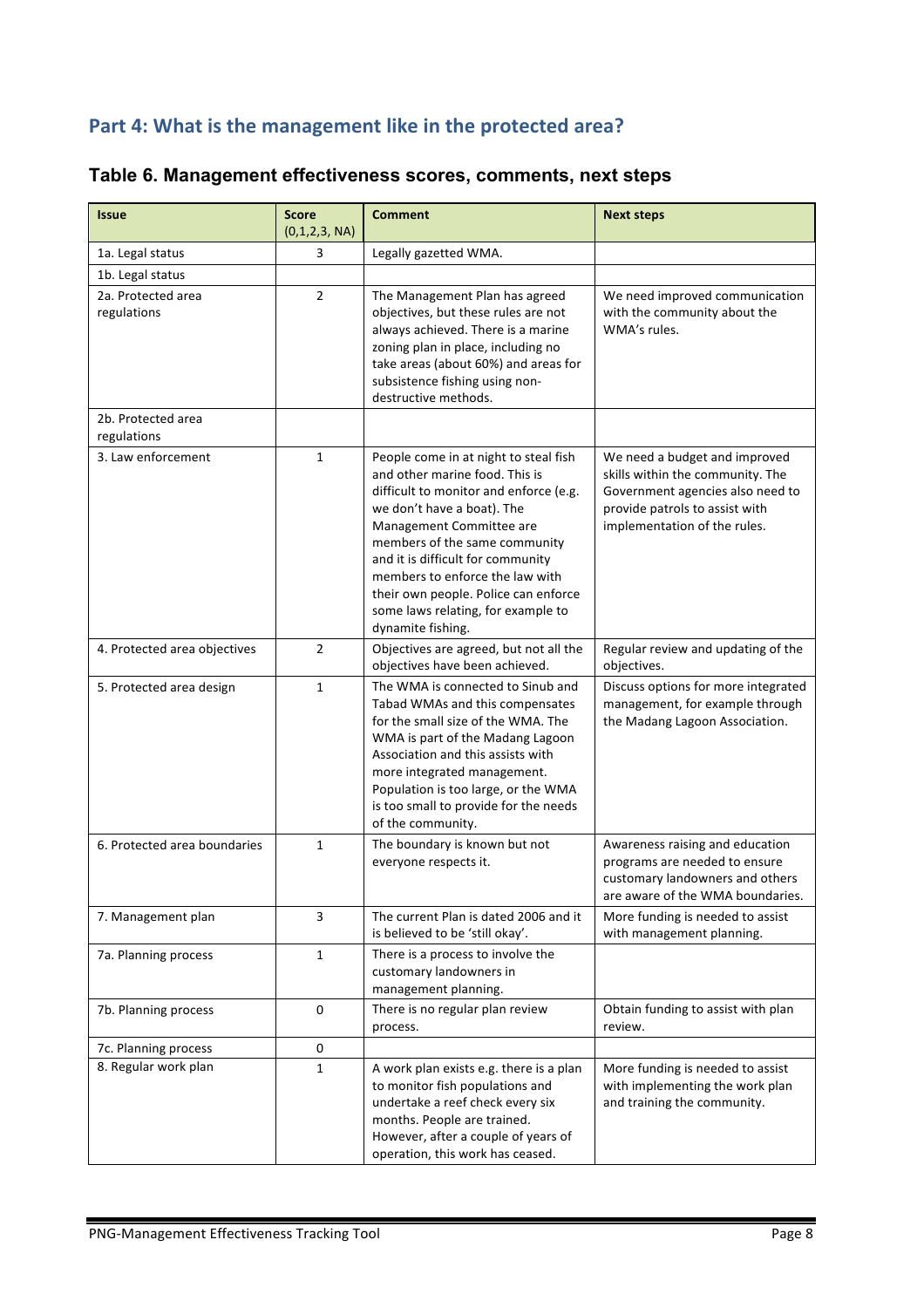## Part 4: What is the management like in the protected area?

### Table 6. Management effectiveness scores, comments, next steps

| Issue | Score (0,1,2,3, NA) | Comment | Next steps |
|---|---|---|---|
| 1a. Legal status | 3 | Legally gazetted WMA. | |
| 1b. Legal status | | | |
| 2a. Protected area regulations | 2 | The Management Plan has agreed objectives, but these rules are not always achieved. There is a marine zoning plan in place, including no take areas (about 60%) and areas for subsistence fishing using non-destructive methods. | We need improved communication with the community about the WMA's rules. |
| 2b. Protected area regulations | | | |
| 3. Law enforcement | 1 | People come in at night to steal fish and other marine food. This is difficult to monitor and enforce (e.g. we don't have a boat). The Management Committee are members of the same community and it is difficult for community members to enforce the law with their own people. Police can enforce some laws relating, for example to dynamite fishing. | We need a budget and improved skills within the community. The Government agencies also need to provide patrols to assist with implementation of the rules. |
| 4. Protected area objectives | 2 | Objectives are agreed, but not all the objectives have been achieved. | Regular review and updating of the objectives. |
| 5. Protected area design | 1 | The WMA is connected to Sinub and Tabad WMAs and this compensates for the small size of the WMA. The WMA is part of the Madang Lagoon Association and this assists with more integrated management. Population is too large, or the WMA is too small to provide for the needs of the community. | Discuss options for more integrated management, for example through the Madang Lagoon Association. |
| 6. Protected area boundaries | 1 | The boundary is known but not everyone respects it. | Awareness raising and education programs are needed to ensure customary landowners and others are aware of the WMA boundaries. |
| 7. Management plan | 3 | The current Plan is dated 2006 and it is believed to be 'still okay'. | More funding is needed to assist with management planning. |
| 7a. Planning process | 1 | There is a process to involve the customary landowners in management planning. | |
| 7b. Planning process | 0 | There is no regular plan review process. | Obtain funding to assist with plan review. |
| 7c. Planning process | 0 | | |
| 8. Regular work plan | 1 | A work plan exists e.g. there is a plan to monitor fish populations and undertake a reef check every six months. People are trained. However, after a couple of years of operation, this work has ceased. | More funding is needed to assist with implementing the work plan and training the community. |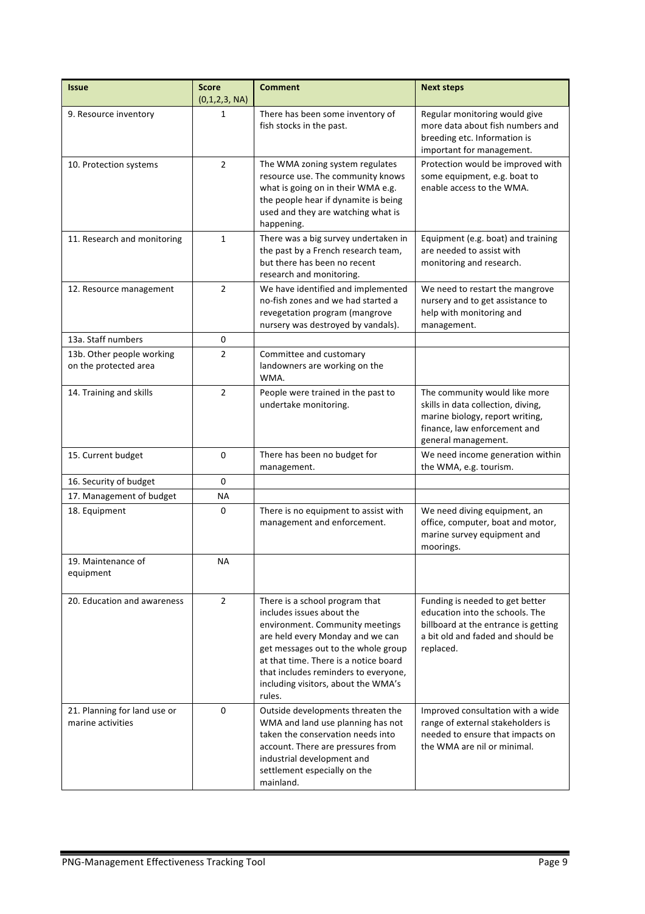| Issue | Score (0,1,2,3, NA) | Comment | Next steps |
|---|---|---|---|
| 9. Resource inventory | 1 | There has been some inventory of fish stocks in the past. | Regular monitoring would give more data about fish numbers and breeding etc. Information is important for management. |
| 10. Protection systems | 2 | The WMA zoning system regulates resource use. The community knows what is going on in their WMA e.g. the people hear if dynamite is being used and they are watching what is happening. | Protection would be improved with some equipment, e.g. boat to enable access to the WMA. |
| 11. Research and monitoring | 1 | There was a big survey undertaken in the past by a French research team, but there has been no recent research and monitoring. | Equipment (e.g. boat) and training are needed to assist with monitoring and research. |
| 12. Resource management | 2 | We have identified and implemented no-fish zones and we had started a revegetation program (mangrove nursery was destroyed by vandals). | We need to restart the mangrove nursery and to get assistance to help with monitoring and management. |
| 13a. Staff numbers | 0 | | |
| 13b. Other people working on the protected area | 2 | Committee and customary landowners are working on the WMA. | |
| 14. Training and skills | 2 | People were trained in the past to undertake monitoring. | The community would like more skills in data collection, diving, marine biology, report writing, finance, law enforcement and general management. |
| 15. Current budget | 0 | There has been no budget for management. | We need income generation within the WMA, e.g. tourism. |
| 16. Security of budget | 0 | | |
| 17. Management of budget | NA | | |
| 18. Equipment | 0 | There is no equipment to assist with management and enforcement. | We need diving equipment, an office, computer, boat and motor, marine survey equipment and moorings. |
| 19. Maintenance of equipment | NA | | |
| 20. Education and awareness | 2 | There is a school program that includes issues about the environment. Community meetings are held every Monday and we can get messages out to the whole group at that time. There is a notice board that includes reminders to everyone, including visitors, about the WMA's rules. | Funding is needed to get better education into the schools. The billboard at the entrance is getting a bit old and faded and should be replaced. |
| 21. Planning for land use or marine activities | 0 | Outside developments threaten the WMA and land use planning has not taken the conservation needs into account. There are pressures from industrial development and settlement especially on the mainland. | Improved consultation with a wide range of external stakeholders is needed to ensure that impacts on the WMA are nil or minimal. |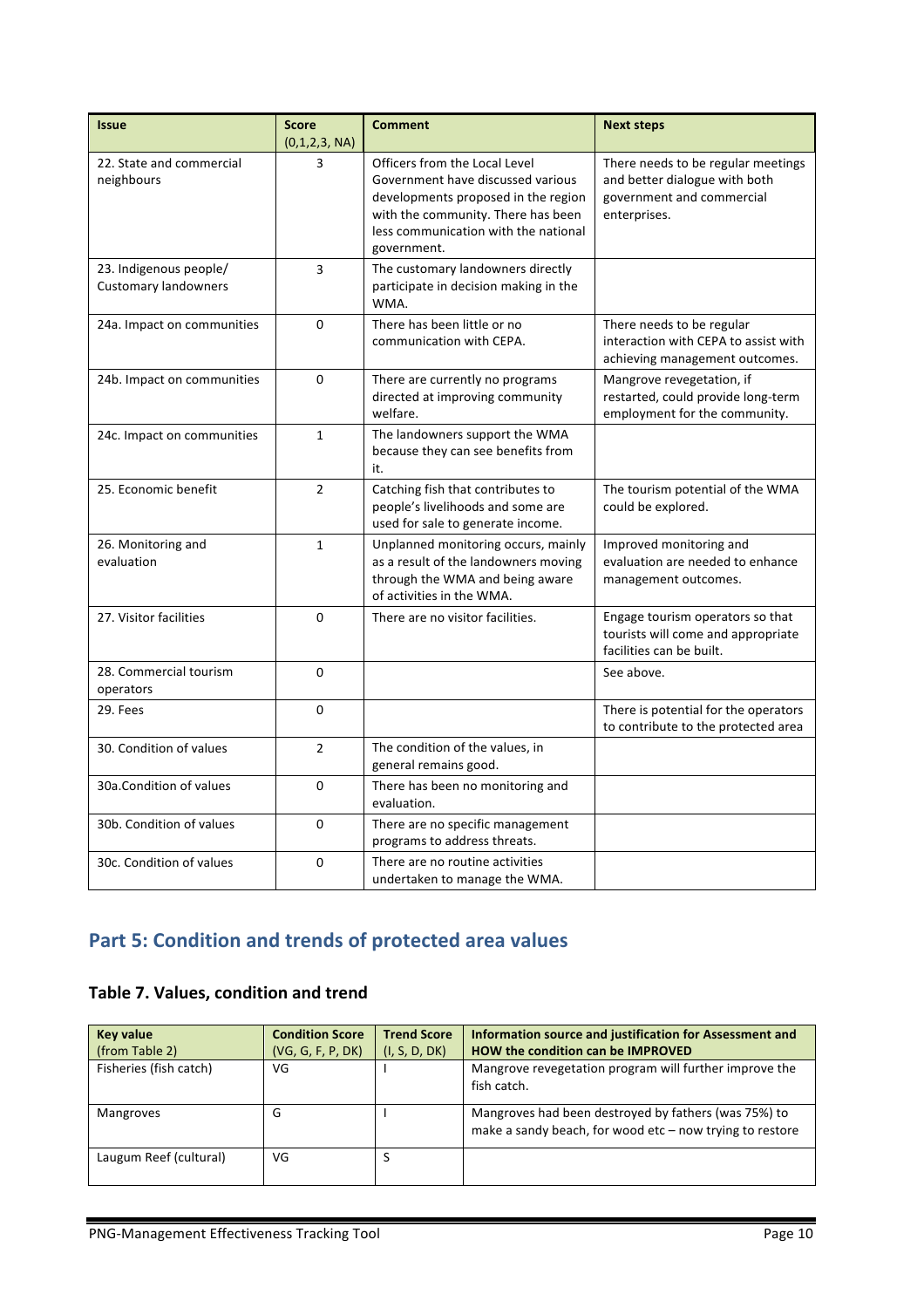| Issue | Score (0,1,2,3, NA) | Comment | Next steps |
|---|---|---|---|
| 22. State and commercial neighbours | 3 | Officers from the Local Level Government have discussed various developments proposed in the region with the community. There has been less communication with the national government. | There needs to be regular meetings and better dialogue with both government and commercial enterprises. |
| 23. Indigenous people/ Customary landowners | 3 | The customary landowners directly participate in decision making in the WMA. | |
| 24a. Impact on communities | 0 | There has been little or no communication with CEPA. | There needs to be regular interaction with CEPA to assist with achieving management outcomes. |
| 24b. Impact on communities | 0 | There are currently no programs directed at improving community welfare. | Mangrove revegetation, if restarted, could provide long-term employment for the community. |
| 24c. Impact on communities | 1 | The landowners support the WMA because they can see benefits from it. | |
| 25. Economic benefit | 2 | Catching fish that contributes to people's livelihoods and some are used for sale to generate income. | The tourism potential of the WMA could be explored. |
| 26. Monitoring and evaluation | 1 | Unplanned monitoring occurs, mainly as a result of the landowners moving through the WMA and being aware of activities in the WMA. | Improved monitoring and evaluation are needed to enhance management outcomes. |
| 27. Visitor facilities | 0 | There are no visitor facilities. | Engage tourism operators so that tourists will come and appropriate facilities can be built. |
| 28. Commercial tourism operators | 0 | | See above. |
| 29. Fees | 0 | | There is potential for the operators to contribute to the protected area |
| 30. Condition of values | 2 | The condition of the values, in general remains good. | |
| 30a.Condition of values | 0 | There has been no monitoring and evaluation. | |
| 30b. Condition of values | 0 | There are no specific management programs to address threats. | |
| 30c. Condition of values | 0 | There are no routine activities undertaken to manage the WMA. | |

## Part 5: Condition and trends of protected area values

### Table 7. Values, condition and trend

| Key value (from Table 2) | Condition Score (VG, G, F, P, DK) | Trend Score (I, S, D, DK) | Information source and justification for Assessment and HOW the condition can be IMPROVED |
|---|---|---|---|
| Fisheries (fish catch) | VG | I | Mangrove revegetation program will further improve the fish catch. |
| Mangroves | G | I | Mangroves had been destroyed by fathers (was 75%) to make a sandy beach, for wood etc – now trying to restore |
| Laugum Reef (cultural) | VG | S | |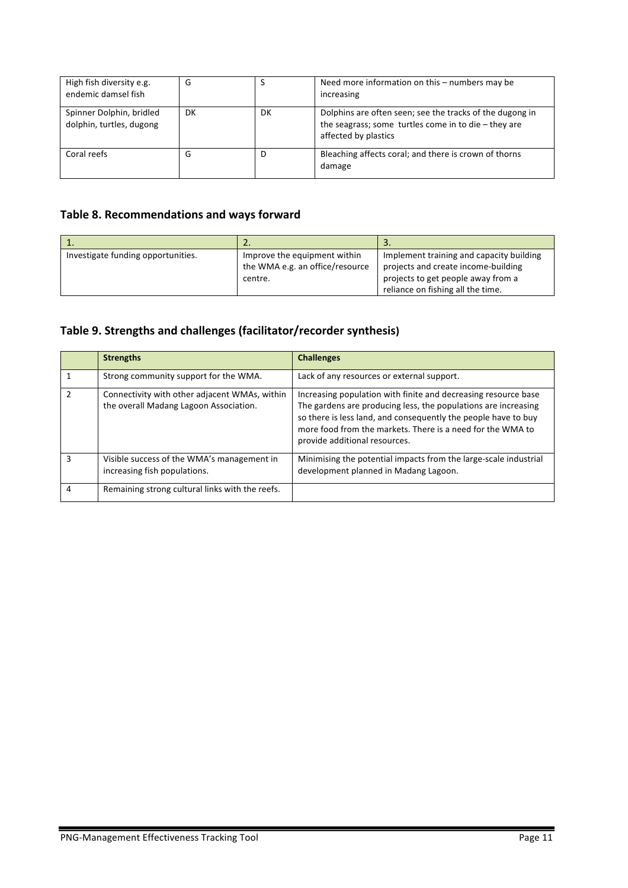| | | | |
|---|---|---|---|
| High fish diversity e.g. endemic damsel fish | G | S | Need more information on this – numbers may be increasing |
| Spinner Dolphin, bridled dolphin, turtles, dugong | DK | DK | Dolphins are often seen; see the tracks of the dugong in the seagrass; some turtles come in to die – they are affected by plastics |
| Coral reefs | G | D | Bleaching affects coral; and there is crown of thorns damage |

## Table 8. Recommendations and ways forward

| 1. | 2. | 3. |
|---|---|---|
| Investigate funding opportunities. | Improve the equipment within the WMA e.g. an office/resource centre. | Implement training and capacity building projects and create income-building projects to get people away from a reliance on fishing all the time. |

## Table 9. Strengths and challenges (facilitator/recorder synthesis)

| | Strengths | Challenges |
|---|---|---|
| 1 | Strong community support for the WMA. | Lack of any resources or external support. |
| 2 | Connectivity with other adjacent WMAs, within the overall Madang Lagoon Association. | Increasing population with finite and decreasing resource base The gardens are producing less, the populations are increasing so there is less land, and consequently the people have to buy more food from the markets. There is a need for the WMA to provide additional resources. |
| 3 | Visible success of the WMA's management in increasing fish populations. | Minimising the potential impacts from the large-scale industrial development planned in Madang Lagoon. |
| 4 | Remaining strong cultural links with the reefs. | |